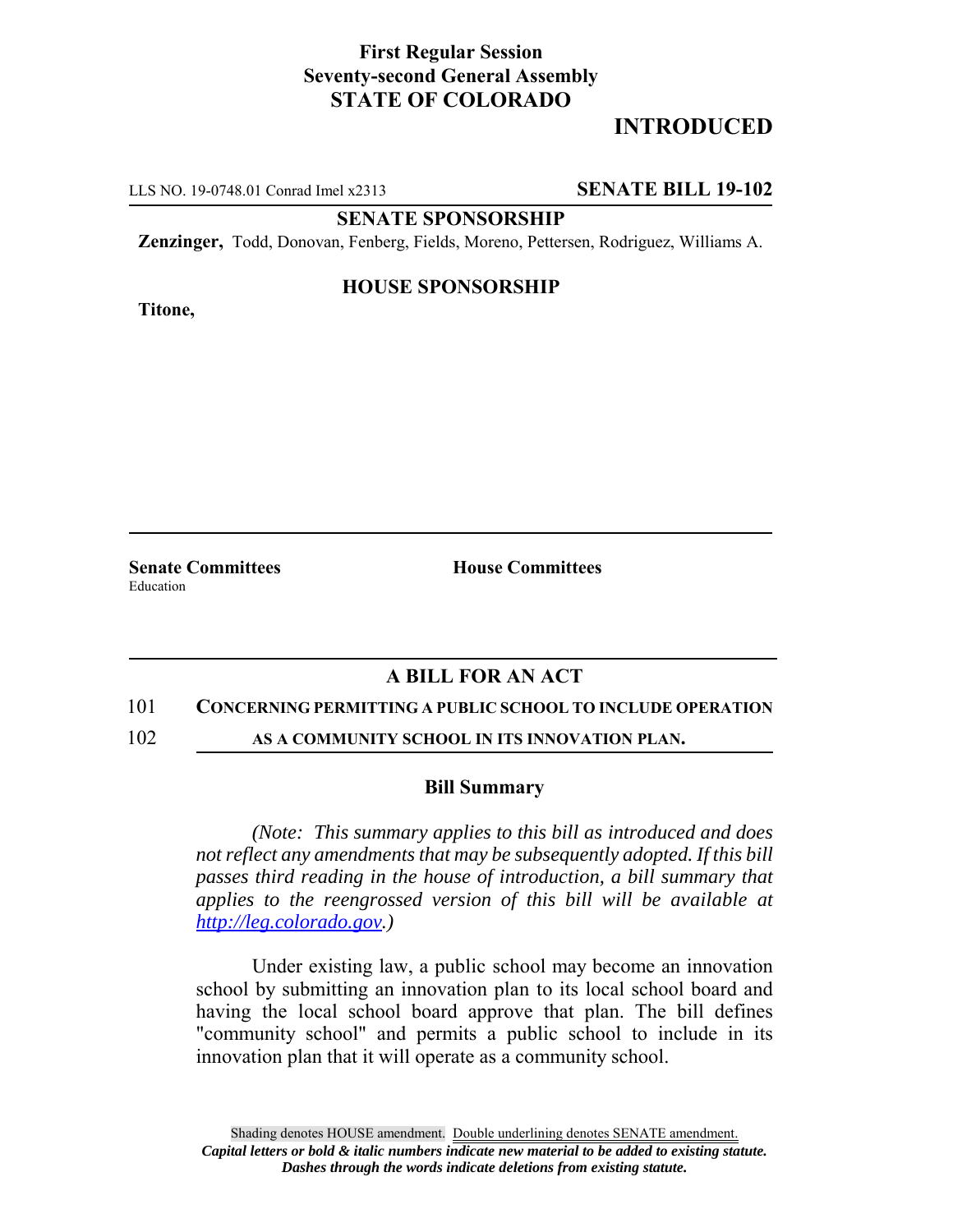**First Regular Session**
**Seventy-second General Assembly**
**STATE OF COLORADO**

## INTRODUCED

LLS NO. 19-0748.01 Conrad Imel x2313 **SENATE BILL 19-102**

**SENATE SPONSORSHIP**

**Zenzinger,** Todd, Donovan, Fenberg, Fields, Moreno, Pettersen, Rodriguez, Williams A.

**HOUSE SPONSORSHIP**

**Titone,**

| **Senate Committees** | **House Committees** |
|---|---|
| Education | |

## A BILL FOR AN ACT

101 **CONCERNING PERMITTING A PUBLIC SCHOOL TO INCLUDE OPERATION**

102 **AS A COMMUNITY SCHOOL IN ITS INNOVATION PLAN.**

### Bill Summary

*(Note: This summary applies to this bill as introduced and does not reflect any amendments that may be subsequently adopted. If this bill passes third reading in the house of introduction, a bill summary that applies to the reengrossed version of this bill will be available at http://leg.colorado.gov.)*

Under existing law, a public school may become an innovation school by submitting an innovation plan to its local school board and having the local school board approve that plan. The bill defines "community school" and permits a public school to include in its innovation plan that it will operate as a community school.

Shading denotes HOUSE amendment. Double underlining denotes SENATE amendment.
***Capital letters or bold & italic numbers indicate new material to be added to existing statute.***
***Dashes through the words indicate deletions from existing statute.***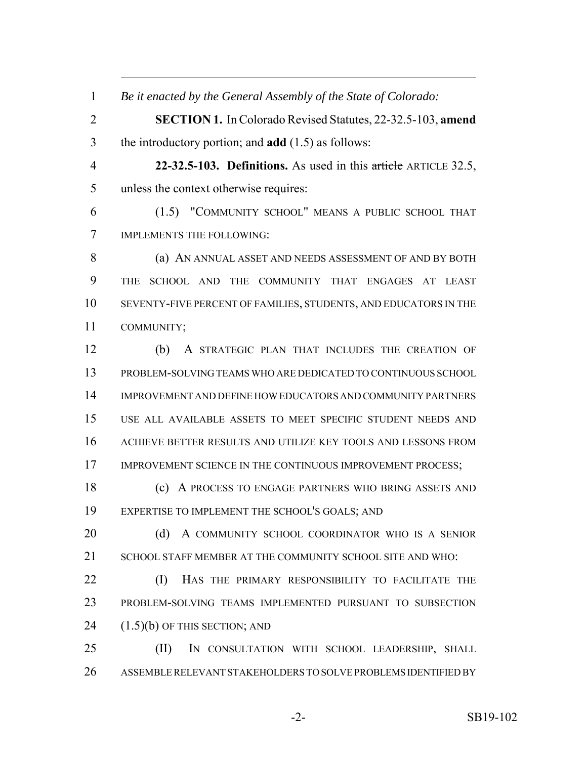*Be it enacted by the General Assembly of the State of Colorado:*

**SECTION 1.** In Colorado Revised Statutes, 22-32.5-103, **amend** the introductory portion; and **add** (1.5) as follows:

**22-32.5-103. Definitions.** As used in this ~~article~~ ARTICLE 32.5, unless the context otherwise requires:

(1.5) "COMMUNITY SCHOOL" MEANS A PUBLIC SCHOOL THAT IMPLEMENTS THE FOLLOWING:

(a) AN ANNUAL ASSET AND NEEDS ASSESSMENT OF AND BY BOTH THE SCHOOL AND THE COMMUNITY THAT ENGAGES AT LEAST SEVENTY-FIVE PERCENT OF FAMILIES, STUDENTS, AND EDUCATORS IN THE COMMUNITY;

(b) A STRATEGIC PLAN THAT INCLUDES THE CREATION OF PROBLEM-SOLVING TEAMS WHO ARE DEDICATED TO CONTINUOUS SCHOOL IMPROVEMENT AND DEFINE HOW EDUCATORS AND COMMUNITY PARTNERS USE ALL AVAILABLE ASSETS TO MEET SPECIFIC STUDENT NEEDS AND ACHIEVE BETTER RESULTS AND UTILIZE KEY TOOLS AND LESSONS FROM IMPROVEMENT SCIENCE IN THE CONTINUOUS IMPROVEMENT PROCESS;

(c) A PROCESS TO ENGAGE PARTNERS WHO BRING ASSETS AND EXPERTISE TO IMPLEMENT THE SCHOOL'S GOALS; AND

(d) A COMMUNITY SCHOOL COORDINATOR WHO IS A SENIOR SCHOOL STAFF MEMBER AT THE COMMUNITY SCHOOL SITE AND WHO:

(I) HAS THE PRIMARY RESPONSIBILITY TO FACILITATE THE PROBLEM-SOLVING TEAMS IMPLEMENTED PURSUANT TO SUBSECTION (1.5)(b) OF THIS SECTION; AND

(II) IN CONSULTATION WITH SCHOOL LEADERSHIP, SHALL ASSEMBLE RELEVANT STAKEHOLDERS TO SOLVE PROBLEMS IDENTIFIED BY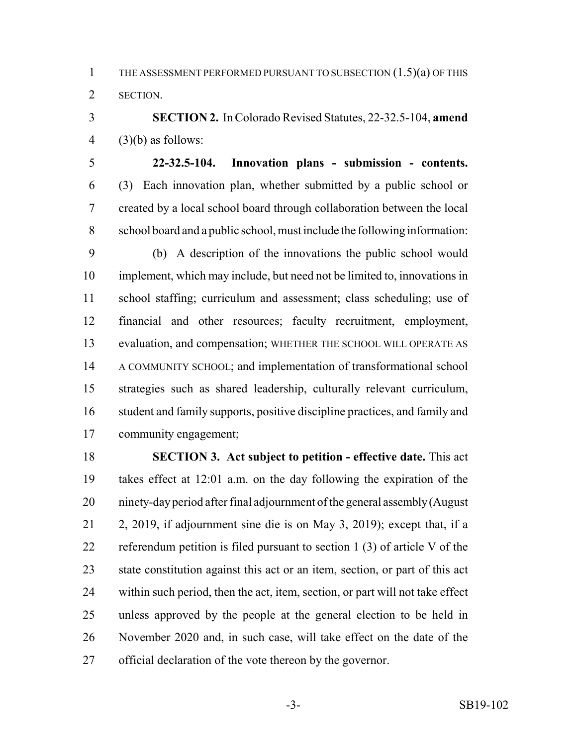THE ASSESSMENT PERFORMED PURSUANT TO SUBSECTION (1.5)(a) OF THIS SECTION.

**SECTION 2.** In Colorado Revised Statutes, 22-32.5-104, **amend** (3)(b) as follows:

**22-32.5-104. Innovation plans - submission - contents.** (3) Each innovation plan, whether submitted by a public school or created by a local school board through collaboration between the local school board and a public school, must include the following information:

(b) A description of the innovations the public school would implement, which may include, but need not be limited to, innovations in school staffing; curriculum and assessment; class scheduling; use of financial and other resources; faculty recruitment, employment, evaluation, and compensation; WHETHER THE SCHOOL WILL OPERATE AS A COMMUNITY SCHOOL; and implementation of transformational school strategies such as shared leadership, culturally relevant curriculum, student and family supports, positive discipline practices, and family and community engagement;

**SECTION 3. Act subject to petition - effective date.** This act takes effect at 12:01 a.m. on the day following the expiration of the ninety-day period after final adjournment of the general assembly (August 2, 2019, if adjournment sine die is on May 3, 2019); except that, if a referendum petition is filed pursuant to section 1 (3) of article V of the state constitution against this act or an item, section, or part of this act within such period, then the act, item, section, or part will not take effect unless approved by the people at the general election to be held in November 2020 and, in such case, will take effect on the date of the official declaration of the vote thereon by the governor.